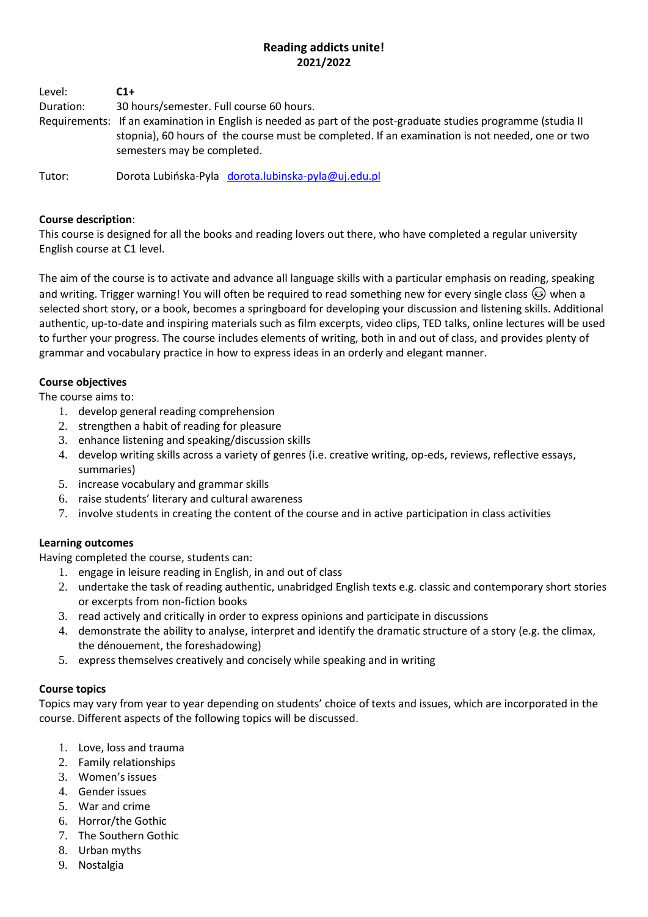**Reading addicts unite!**
**2021/2022**

Level: **C1+**

Duration: 30 hours/semester. Full course 60 hours.

Requirements: If an examination in English is needed as part of the post-graduate studies programme (studia II stopnia), 60 hours of the course must be completed. If an examination is not needed, one or two semesters may be completed.

Tutor: Dorota Lubińska-Pyla [dorota.lubinska-pyla@uj.edu.pl](mailto:dorota.lubinska-pyla@uj.edu.pl)

**Course description**:

This course is designed for all the books and reading lovers out there, who have completed a regular university English course at C1 level.

The aim of the course is to activate and advance all language skills with a particular emphasis on reading, speaking and writing. Trigger warning! You will often be required to read something new for every single class 😉 when a selected short story, or a book, becomes a springboard for developing your discussion and listening skills. Additional authentic, up-to-date and inspiring materials such as film excerpts, video clips, TED talks, online lectures will be used to further your progress. The course includes elements of writing, both in and out of class, and provides plenty of grammar and vocabulary practice in how to express ideas in an orderly and elegant manner.

**Course objectives**

The course aims to:

1. develop general reading comprehension
2. strengthen a habit of reading for pleasure
3. enhance listening and speaking/discussion skills
4. develop writing skills across a variety of genres (i.e. creative writing, op-eds, reviews, reflective essays, summaries)
5. increase vocabulary and grammar skills
6. raise students' literary and cultural awareness
7. involve students in creating the content of the course and in active participation in class activities

**Learning outcomes**

Having completed the course, students can:

1. engage in leisure reading in English, in and out of class
2. undertake the task of reading authentic, unabridged English texts e.g. classic and contemporary short stories or excerpts from non-fiction books
3. read actively and critically in order to express opinions and participate in discussions
4. demonstrate the ability to analyse, interpret and identify the dramatic structure of a story (e.g. the climax, the dénouement, the foreshadowing)
5. express themselves creatively and concisely while speaking and in writing

**Course topics**

Topics may vary from year to year depending on students' choice of texts and issues, which are incorporated in the course. Different aspects of the following topics will be discussed.

1. Love, loss and trauma
2. Family relationships
3. Women's issues
4. Gender issues
5. War and crime
6. Horror/the Gothic
7. The Southern Gothic
8. Urban myths
9. Nostalgia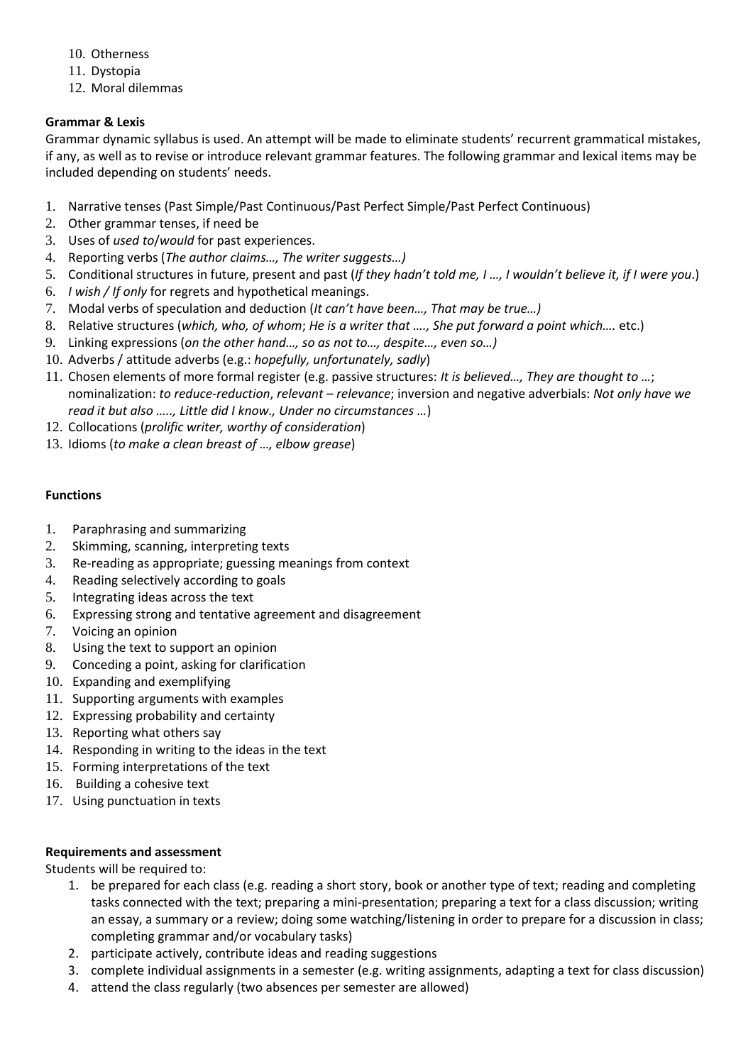10. Otherness
11. Dystopia
12. Moral dilemmas

**Grammar & Lexis**

Grammar dynamic syllabus is used. An attempt will be made to eliminate students' recurrent grammatical mistakes, if any, as well as to revise or introduce relevant grammar features. The following grammar and lexical items may be included depending on students' needs.

1. Narrative tenses (Past Simple/Past Continuous/Past Perfect Simple/Past Perfect Continuous)
2. Other grammar tenses, if need be
3. Uses of *used to*/*would* for past experiences.
4. Reporting verbs (*The author claims…, The writer suggests…)*
5. Conditional structures in future, present and past (*If they hadn't told me, I …, I wouldn't believe it, if I were you*.)
6. *I wish / If only* for regrets and hypothetical meanings.
7. Modal verbs of speculation and deduction (*It can't have been…, That may be true…)*
8. Relative structures (*which, who, of whom*; *He is a writer that …., She put forward a point which….* etc.)
9. Linking expressions (*on the other hand…, so as not to…, despite…, even so…)*
10. Adverbs / attitude adverbs (e.g.: *hopefully, unfortunately, sadly*)
11. Chosen elements of more formal register (e.g. passive structures: *It is believed…, They are thought to …*; nominalization: *to reduce-reduction*, *relevant – relevance*; inversion and negative adverbials: *Not only have we read it but also ….., Little did I know., Under no circumstances …*)
12. Collocations (*prolific writer, worthy of consideration*)
13. Idioms (*to make a clean breast of …, elbow grease*)

**Functions**

1. Paraphrasing and summarizing
2. Skimming, scanning, interpreting texts
3. Re-reading as appropriate; guessing meanings from context
4. Reading selectively according to goals
5. Integrating ideas across the text
6. Expressing strong and tentative agreement and disagreement
7. Voicing an opinion
8. Using the text to support an opinion
9. Conceding a point, asking for clarification
10. Expanding and exemplifying
11. Supporting arguments with examples
12. Expressing probability and certainty
13. Reporting what others say
14. Responding in writing to the ideas in the text
15. Forming interpretations of the text
16. Building a cohesive text
17. Using punctuation in texts

**Requirements and assessment**

Students will be required to:

1. be prepared for each class (e.g. reading a short story, book or another type of text; reading and completing tasks connected with the text; preparing a mini-presentation; preparing a text for a class discussion; writing an essay, a summary or a review; doing some watching/listening in order to prepare for a discussion in class; completing grammar and/or vocabulary tasks)
2. participate actively, contribute ideas and reading suggestions
3. complete individual assignments in a semester (e.g. writing assignments, adapting a text for class discussion)
4. attend the class regularly (two absences per semester are allowed)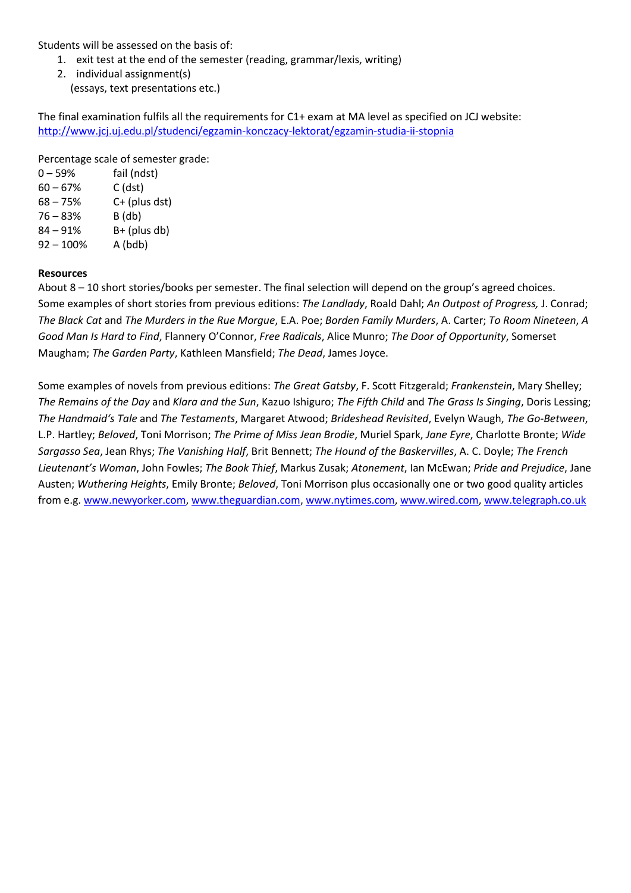Students will be assessed on the basis of:

1. exit test at the end of the semester (reading, grammar/lexis, writing)
2. individual assignment(s)
   (essays, text presentations etc.)

The final examination fulfils all the requirements for C1+ exam at MA level as specified on JCJ website: [http://www.jcj.uj.edu.pl/studenci/egzamin-konczacy-lektorat/egzamin-studia-ii-stopnia](http://www.jcj.uj.edu.pl/studenci/egzamin-konczacy-lektorat/egzamin-studia-ii-stopnia)

Percentage scale of semester grade:

| | |
|---|---|
| 0 – 59% | fail (ndst) |
| 60 – 67% | C (dst) |
| 68 – 75% | C+ (plus dst) |
| 76 – 83% | B (db) |
| 84 – 91% | B+ (plus db) |
| 92 – 100% | A (bdb) |

**Resources**

About 8 – 10 short stories/books per semester. The final selection will depend on the group's agreed choices. Some examples of short stories from previous editions: *The Landlady*, Roald Dahl; *An Outpost of Progress,* J. Conrad; *The Black Cat* and *The Murders in the Rue Morgue*, E.A. Poe; *Borden Family Murders*, A. Carter; *To Room Nineteen*, *A Good Man Is Hard to Find*, Flannery O'Connor, *Free Radicals*, Alice Munro; *The Door of Opportunity*, Somerset Maugham; *The Garden Party*, Kathleen Mansfield; *The Dead*, James Joyce.

Some examples of novels from previous editions: *The Great Gatsby*, F. Scott Fitzgerald; *Frankenstein*, Mary Shelley; *The Remains of the Day* and *Klara and the Sun*, Kazuo Ishiguro; *The Fifth Child* and *The Grass Is Singing*, Doris Lessing; *The Handmaid's Tale* and *The Testaments*, Margaret Atwood; *Brideshead Revisited*, Evelyn Waugh, *The Go-Between*, L.P. Hartley; *Beloved*, Toni Morrison; *The Prime of Miss Jean Brodie*, Muriel Spark, *Jane Eyre*, Charlotte Bronte; *Wide Sargasso Sea*, Jean Rhys; *The Vanishing Half*, Brit Bennett; *The Hound of the Baskervilles*, A. C. Doyle; *The French Lieutenant's Woman*, John Fowles; *The Book Thief*, Markus Zusak; *Atonement*, Ian McEwan; *Pride and Prejudice*, Jane Austen; *Wuthering Heights*, Emily Bronte; *Beloved*, Toni Morrison plus occasionally one or two good quality articles from e.g. [www.newyorker.com](http://www.newyorker.com), [www.theguardian.com](http://www.theguardian.com), [www.nytimes.com](http://www.nytimes.com), [www.wired.com](http://www.wired.com), [www.telegraph.co.uk](http://www.telegraph.co.uk)